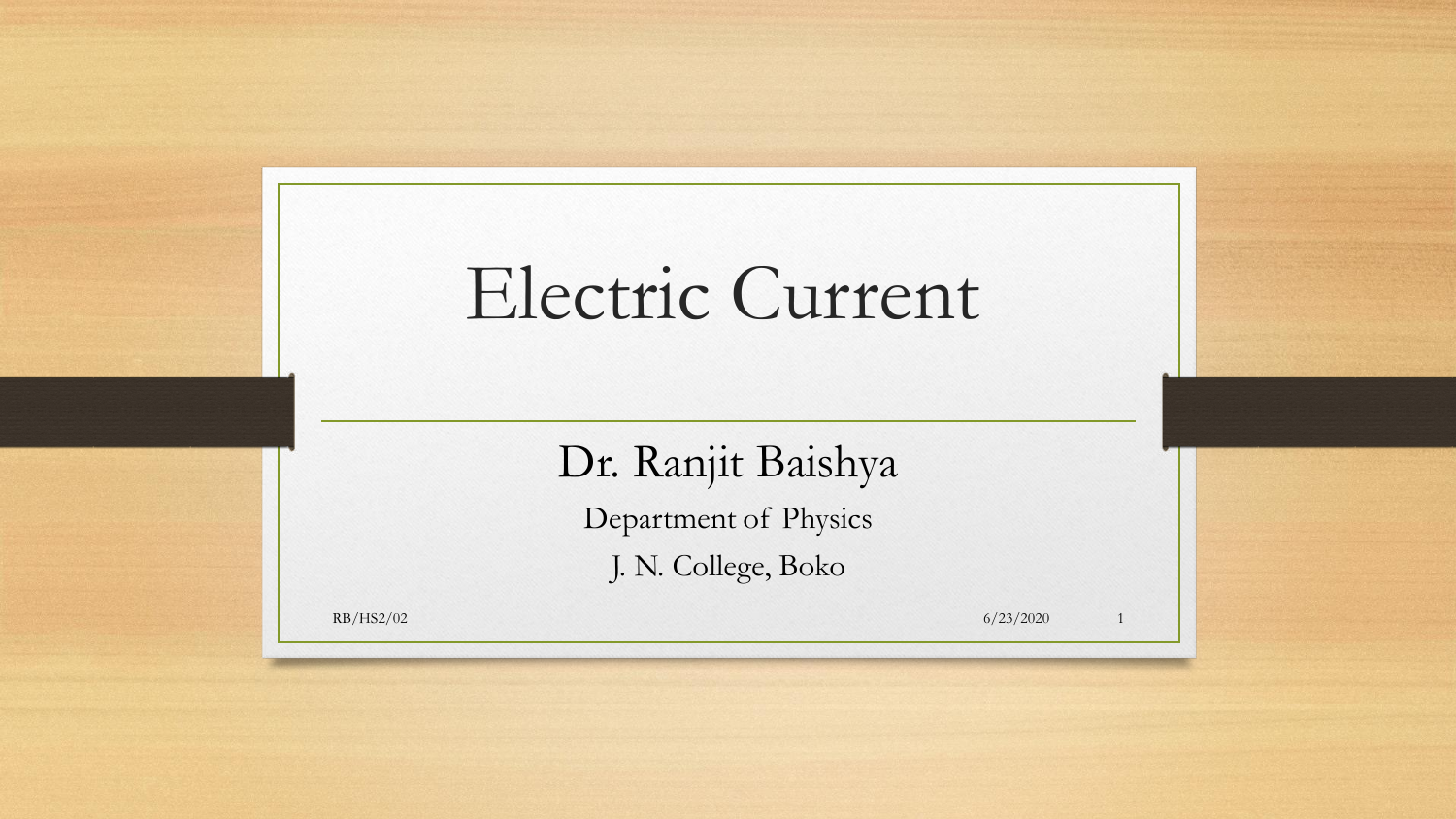# Electric Current

Dr. Ranjit Baishya

Department of Physics

J. N. College, Boko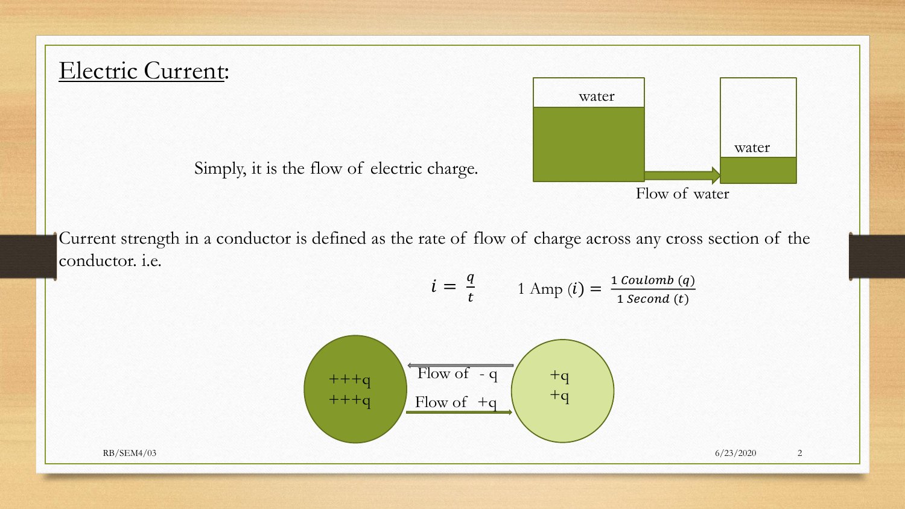# Electric Current:

Simply, it is the flow of electric charge.

water

water

Flow of water

Current strength in a conductor is defined as the rate of flow of charge across any cross section of the conductor. i.e.

$$i = \frac{q}{t} \qquad 1 \text{ Amp } (i) = \frac{1 \; Coulomb \; (q)}{1 \; Second \; (t)}$$

+++q
+++q

Flow of - q

Flow of +q

+q
+q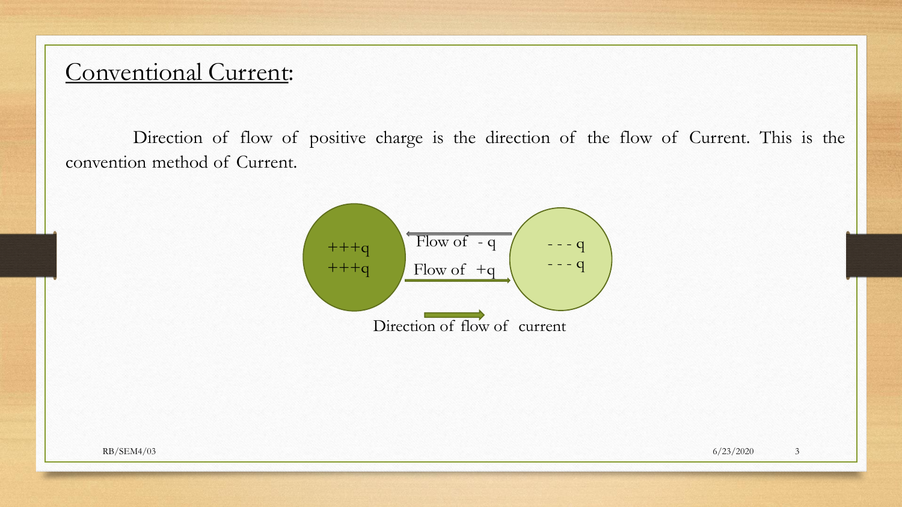## Conventional Current:

Direction of flow of positive charge is the direction of the flow of Current. This is the convention method of Current.

+++q
+++q

Flow of - q

Flow of +q

- - - q
- - - q

Direction of flow of current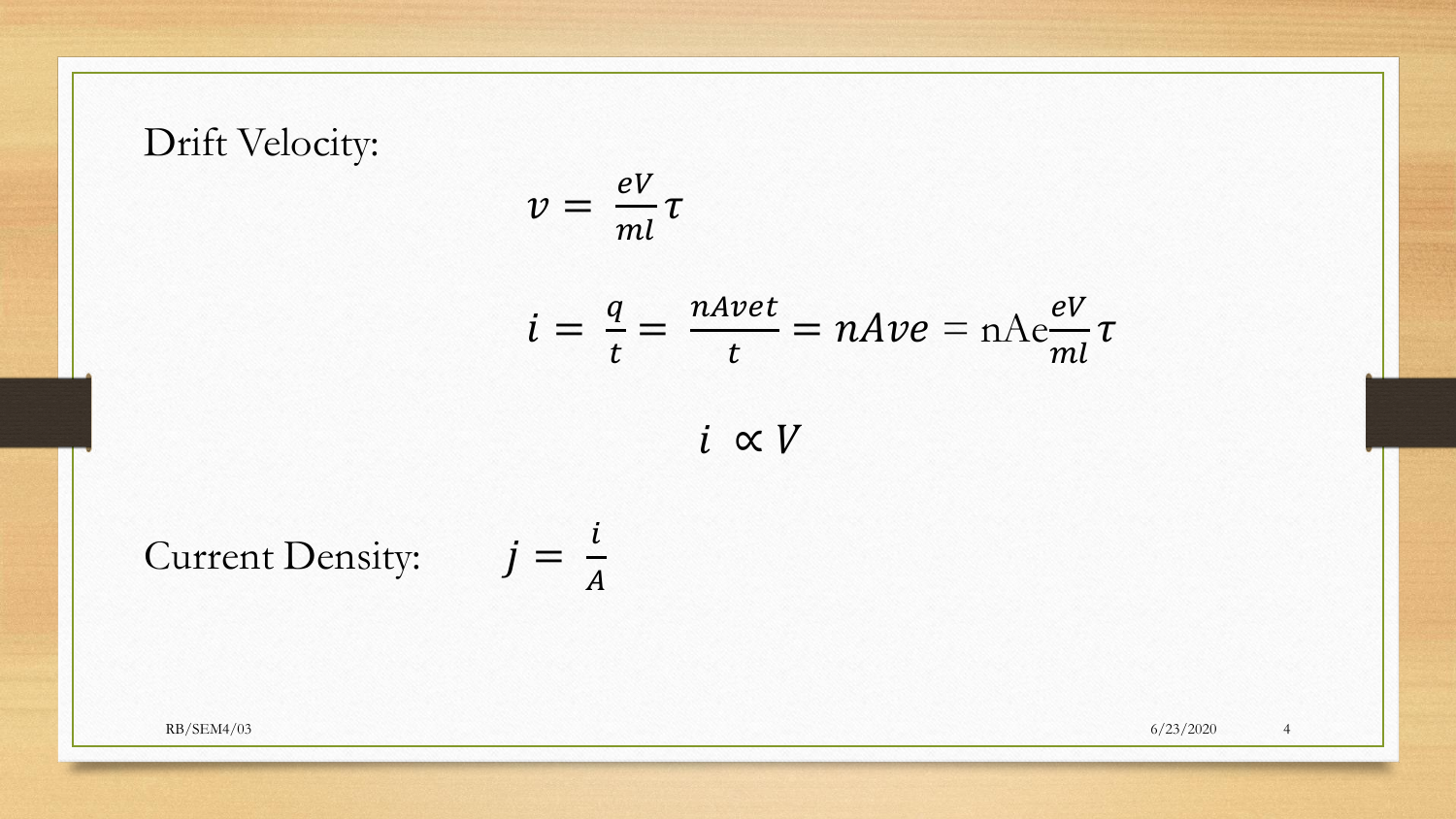Drift Velocity:

$$v = \frac{eV}{ml}\tau$$

$$i = \frac{q}{t} = \frac{nAvet}{t} = nAve = \text{nAe}\frac{eV}{ml}\tau$$

$$i \propto V$$

Current Density: $j = \frac{i}{A}$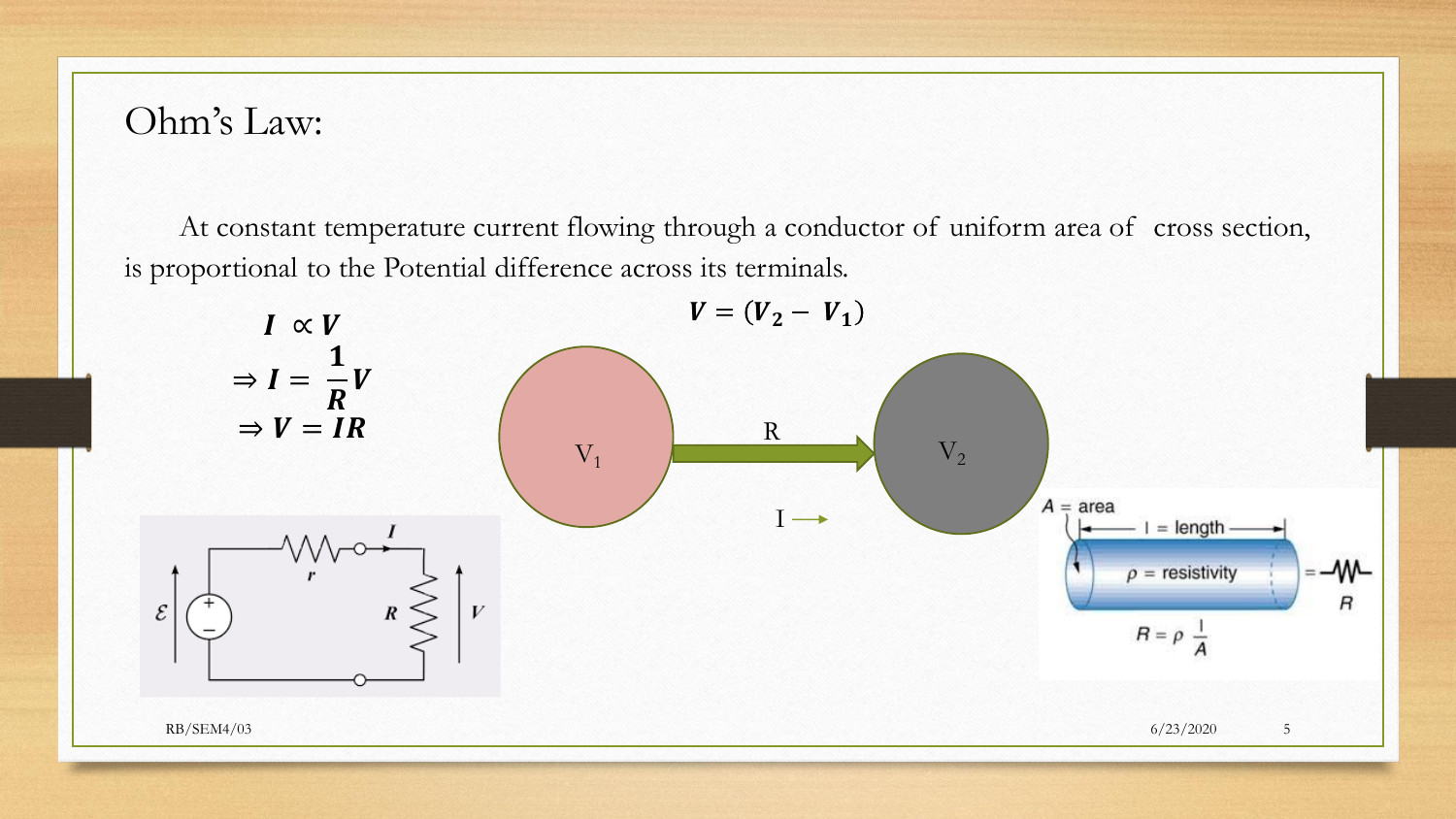# Ohm's Law:

At constant temperature current flowing through a conductor of uniform area of cross section, is proportional to the Potential difference across its terminals.

$$I \propto V$$

$$\Rightarrow I = \frac{1}{R}V$$

$$\Rightarrow V = IR$$

$$V = (V_2 - V_1)$$

$V_1$ R $V_2$

I →

$A$ = area, $l$ = length, $\rho$ = resistivity

$$R = \rho \frac{l}{A}$$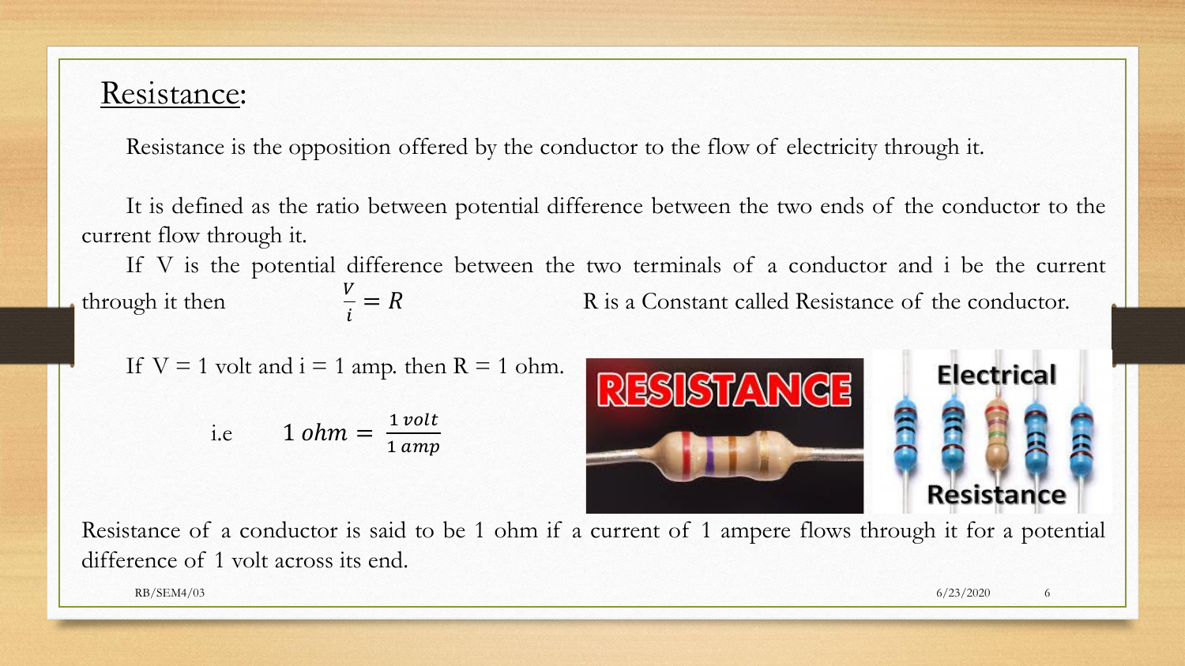## Resistance:

Resistance is the opposition offered by the conductor to the flow of electricity through it.

It is defined as the ratio between potential difference between the two ends of the conductor to the current flow through it.

If V is the potential difference between the two terminals of a conductor and i be the current through it then $\frac{V}{i} = R$ R is a Constant called Resistance of the conductor.

If V = 1 volt and i = 1 amp. then R = 1 ohm.

i.e $$1\ ohm = \frac{1\ volt}{1\ amp}$$

Resistance of a conductor is said to be 1 ohm if a current of 1 ampere flows through it for a potential difference of 1 volt across its end.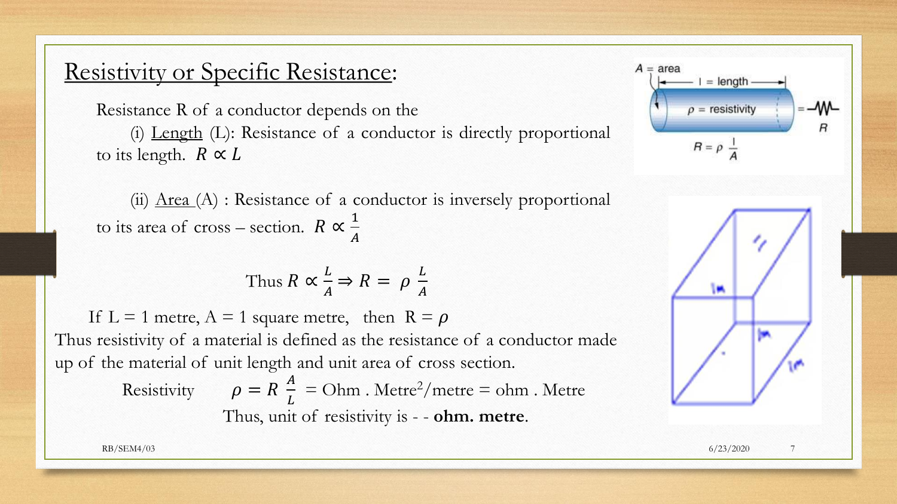## Resistivity or Specific Resistance:

Resistance R of a conductor depends on the

(i) Length (L): Resistance of a conductor is directly proportional to its length. $R \propto L$

(ii) Area (A) : Resistance of a conductor is inversely proportional to its area of cross – section. $R \propto \frac{1}{A}$

$$\text{Thus } R \propto \frac{L}{A} \Rightarrow R = \rho \frac{L}{A}$$

If L = 1 metre, A = 1 square metre, then R = $\rho$

Thus resistivity of a material is defined as the resistance of a conductor made up of the material of unit length and unit area of cross section.

Resistivity $\rho = R\frac{A}{L}$ = Ohm . Metre$^2$/metre = ohm . Metre

Thus, unit of resistivity is - - **ohm. metre**.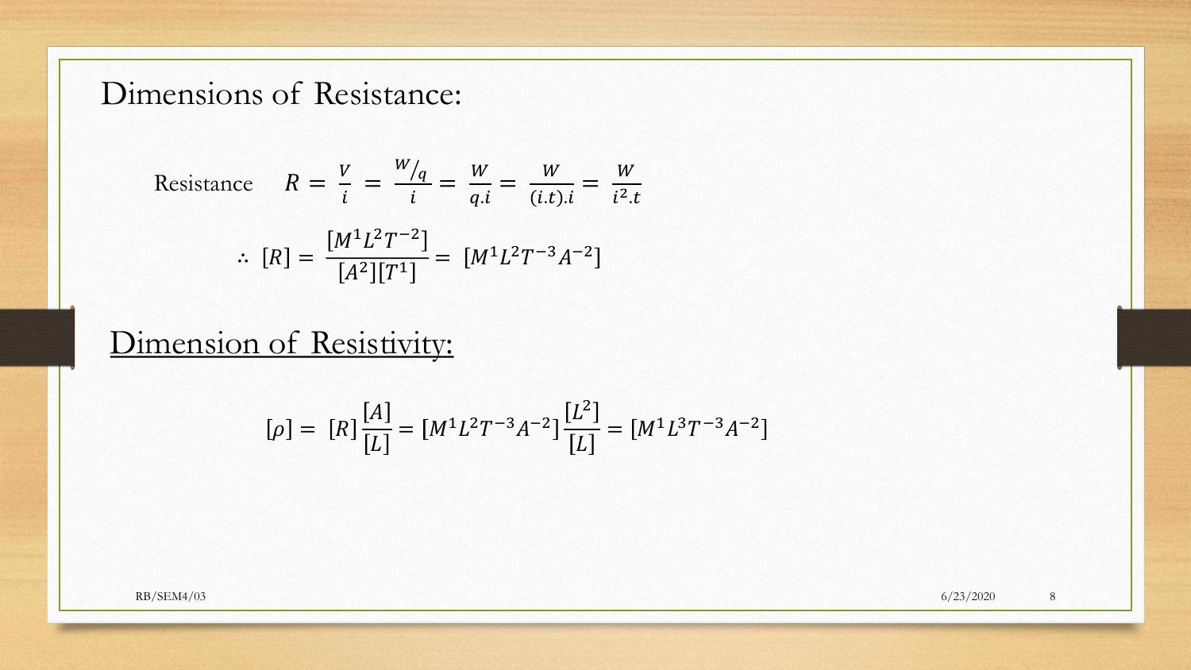## Dimensions of Resistance:

Resistance $R = \frac{V}{i} = \frac{W/_q}{i} = \frac{W}{q.i} = \frac{W}{(i.t).i} = \frac{W}{i^2.t}$

$$\therefore [R] = \frac{[M^1L^2T^{-2}]}{[A^2][T^1]} = [M^1L^2T^{-3}A^{-2}]$$

## Dimension of Resistivity:

$$[\rho] = [R]\frac{[A]}{[L]} = [M^1L^2T^{-3}A^{-2}]\frac{[L^2]}{[L]} = [M^1L^3T^{-3}A^{-2}]$$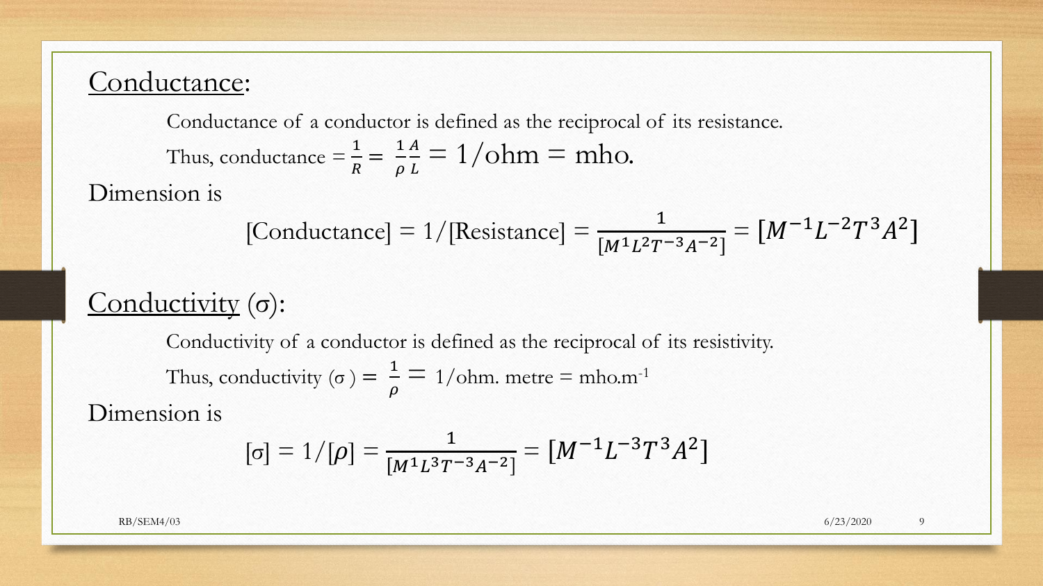## Conductance:

Conductance of a conductor is defined as the reciprocal of its resistance.

Thus, conductance $= \frac{1}{R} = \frac{1}{\rho}\frac{A}{L} = 1/\text{ohm} = \text{mho}.$

Dimension is

$$[\text{Conductance}] = 1/[\text{Resistance}] = \frac{1}{[M^1L^2T^{-3}A^{-2}]} = [M^{-1}L^{-2}T^3A^2]$$

## Conductivity (σ):

Conductivity of a conductor is defined as the reciprocal of its resistivity.

Thus, conductivity $(\sigma) = \frac{1}{\rho} =$ 1/ohm. metre = mho.$m^{-1}$

Dimension is

$$[\sigma] = 1/[\rho] = \frac{1}{[M^1L^3T^{-3}A^{-2}]} = [M^{-1}L^{-3}T^3A^2]$$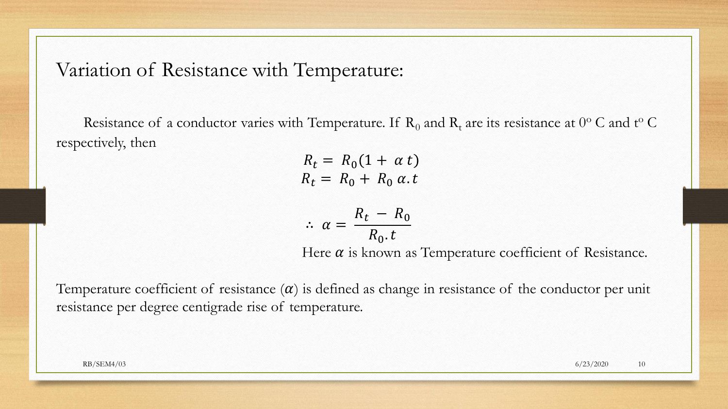# Variation of Resistance with Temperature:

Resistance of a conductor varies with Temperature. If $R_0$ and $R_t$ are its resistance at $0^o$ C and $t^o$ C respectively, then

$$R_t = R_0(1 + \alpha\, t)$$
$$R_t = R_0 + R_0\, \alpha . t$$

$$\therefore\ \alpha = \frac{R_t - R_0}{R_0 . t}$$

Here $\alpha$ is known as Temperature coefficient of Resistance.

Temperature coefficient of resistance ($\alpha$) is defined as change in resistance of the conductor per unit resistance per degree centigrade rise of temperature.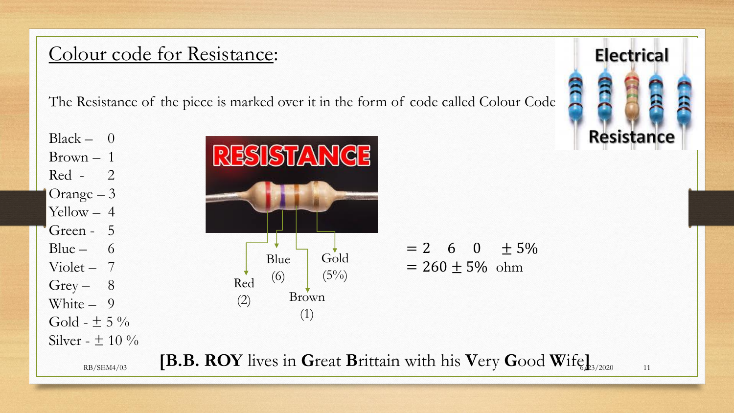## Colour code for Resistance:

The Resistance of the piece is marked over it in the form of code called Colour Code

- Black – 0
- Brown – 1
- Red - 2
- Orange – 3
- Yellow – 4
- Green - 5
- Blue – 6
- Violet – 7
- Grey – 8
- White – 9
- Gold - ± 5 %
- Silver - ± 10 %

Red (2) Blue (6) Brown (1) Gold (5%)

$= 2 \quad 6 \quad 0 \quad \pm 5\%$

$= 260 \pm 5\%$ ohm

**[B.B. ROY** lives in **G**reat **B**rittain with his **V**ery **G**ood **W**ife**]**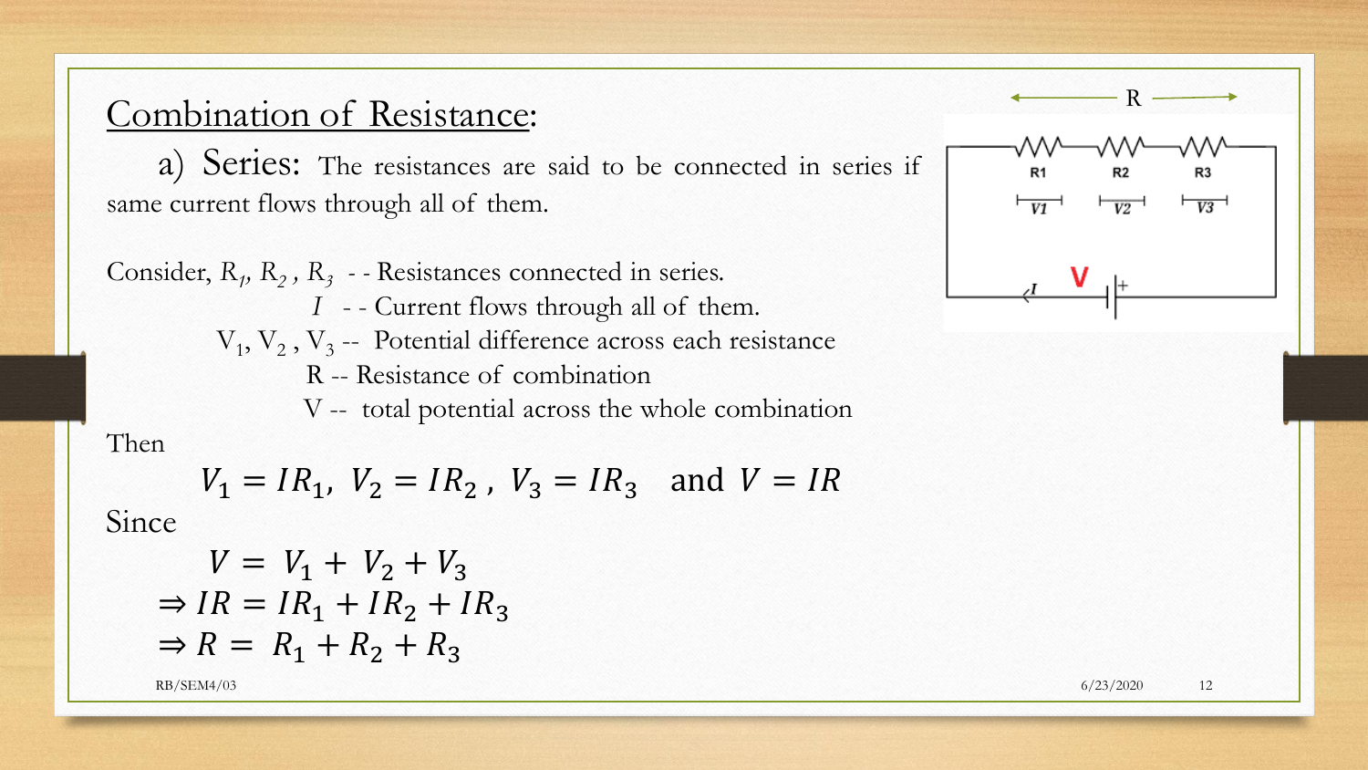## Combination of Resistance:

a) Series: The resistances are said to be connected in series if same current flows through all of them.

Consider, $R_1$, $R_2$, $R_3$ - - Resistances connected in series.

$I$ - - Current flows through all of them.

$V_1$, $V_2$, $V_3$ -- Potential difference across each resistance

R -- Resistance of combination

V -- total potential across the whole combination

Then

$$V_1 = IR_1,\ V_2 = IR_2,\ V_3 = IR_3 \quad \text{and } V = IR$$

Since

$$V = V_1 + V_2 + V_3$$
$$\Rightarrow IR = IR_1 + IR_2 + IR_3$$
$$\Rightarrow R = R_1 + R_2 + R_3$$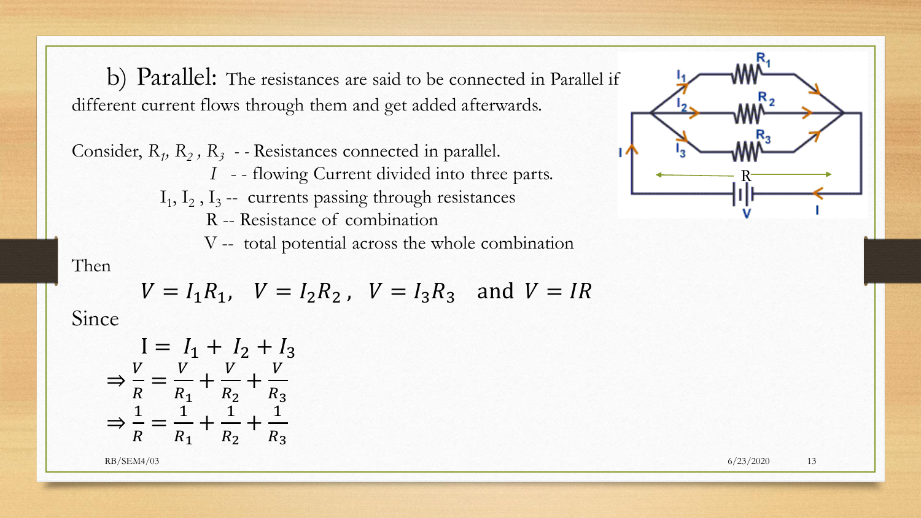b) **Parallel:** The resistances are said to be connected in Parallel if different current flows through them and get added afterwards.

Consider, $R_1$, $R_2$ , $R_3$ - - Resistances connected in parallel.

$I$ - - flowing Current divided into three parts.

$I_1$, $I_2$ , $I_3$ -- currents passing through resistances

R -- Resistance of combination

V -- total potential across the whole combination

Then

$$V = I_1 R_1, \quad V = I_2 R_2, \quad V = I_3 R_3 \quad \text{and } V = IR$$

Since

$$\mathrm{I} = I_1 + I_2 + I_3$$

$$\Rightarrow \frac{V}{R} = \frac{V}{R_1} + \frac{V}{R_2} + \frac{V}{R_3}$$

$$\Rightarrow \frac{1}{R} = \frac{1}{R_1} + \frac{1}{R_2} + \frac{1}{R_3}$$

RB/SEM4/03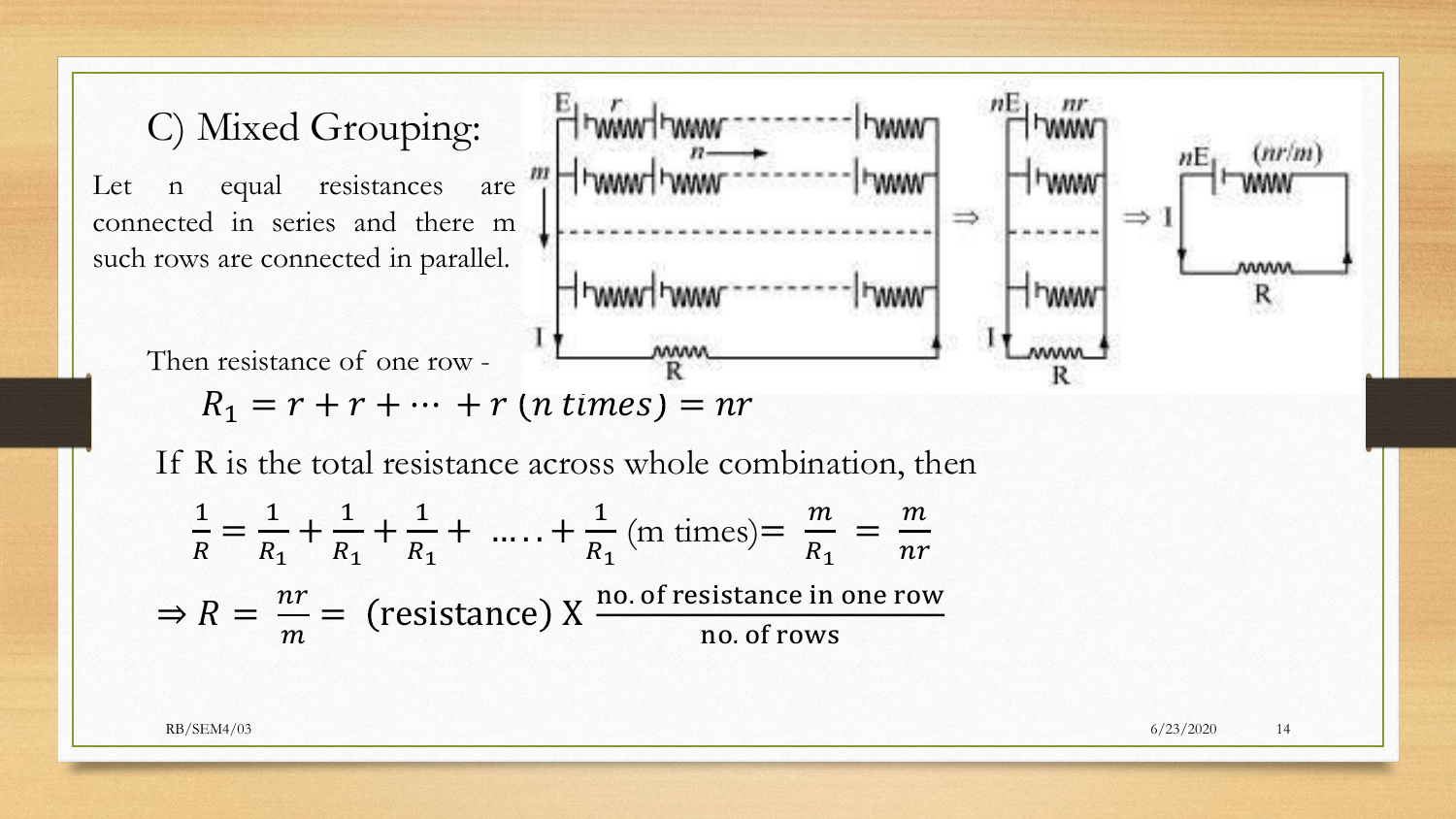## C) Mixed Grouping:

Let n equal resistances are connected in series and there m such rows are connected in parallel.

Then resistance of one row -

$$R_1 = r + r + \cdots + r \ (n\ times) = nr$$

If R is the total resistance across whole combination, then

$$\frac{1}{R} = \frac{1}{R_1} + \frac{1}{R_1} + \frac{1}{R_1} + \ \ldots\ldots + \frac{1}{R_1} \text{ (m times)} = \frac{m}{R_1} = \frac{m}{nr}$$

$$\Rightarrow R = \frac{nr}{m} = \text{(resistance) X } \frac{\text{no. of resistance in one row}}{\text{no. of rows}}$$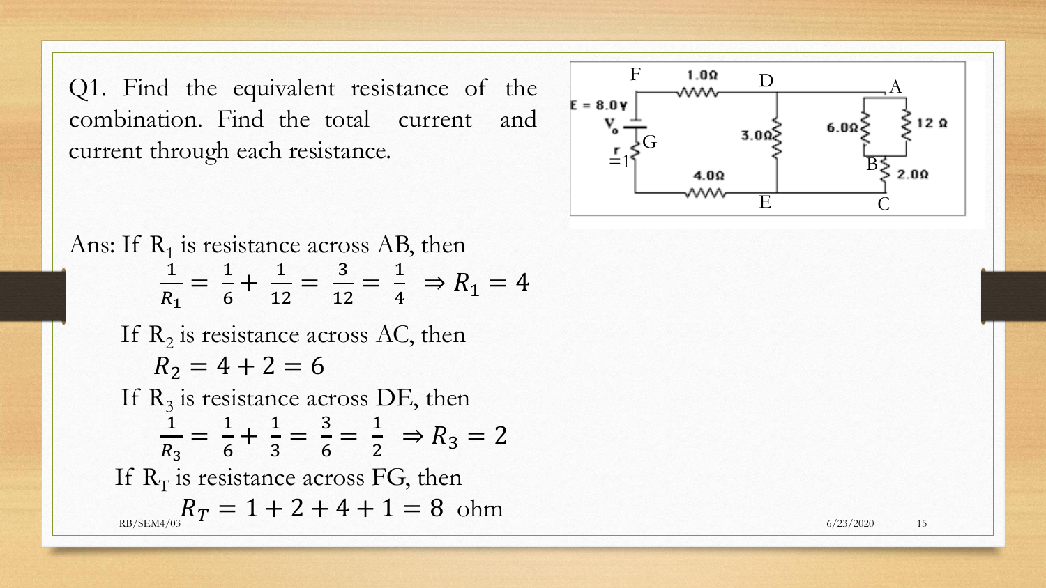Q1. Find the equivalent resistance of the combination. Find the total current and current through each resistance.

Ans: If $R_1$ is resistance across AB, then

$$\frac{1}{R_1} = \frac{1}{6} + \frac{1}{12} = \frac{3}{12} = \frac{1}{4} \Rightarrow R_1 = 4$$

If $R_2$ is resistance across AC, then

$$R_2 = 4 + 2 = 6$$

If $R_3$ is resistance across DE, then

$$\frac{1}{R_3} = \frac{1}{6} + \frac{1}{3} = \frac{3}{6} = \frac{1}{2} \Rightarrow R_3 = 2$$

If $R_T$ is resistance across FG, then

$$R_T = 1 + 2 + 4 + 1 = 8 \text{ ohm}$$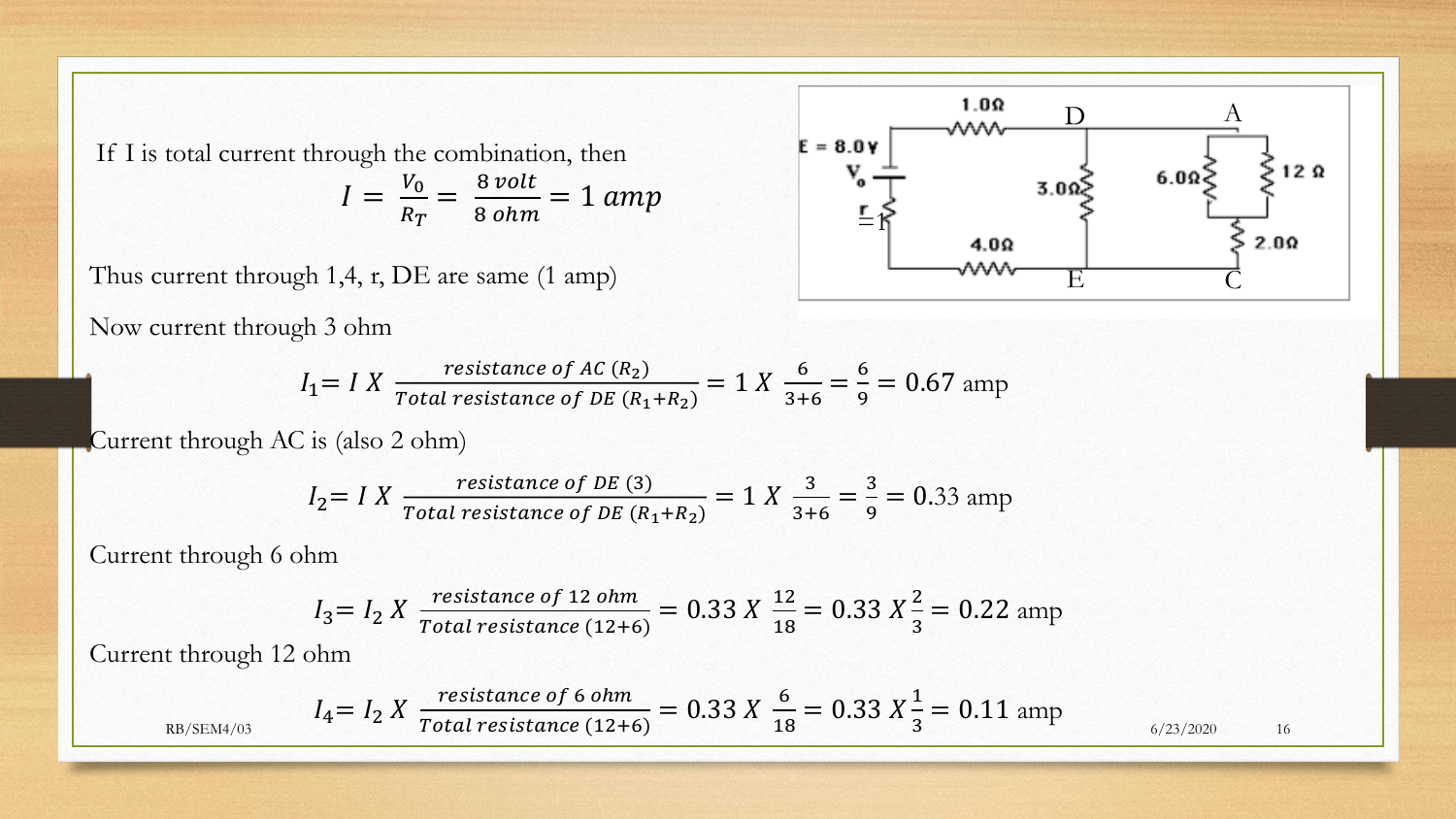If I is total current through the combination, then

$$I = \frac{V_0}{R_T} = \frac{8\,volt}{8\,ohm} = 1\,amp$$

Thus current through 1,4, r, DE are same (1 amp)

Now current through 3 ohm

$$I_1 = I \; X \; \frac{resistance\ of\ AC\ (R_2)}{Total\ resistance\ of\ DE\ (R_1 + R_2)} = 1 \; X \; \frac{6}{3+6} = \frac{6}{9} = 0.67 \text{ amp}$$

Current through AC is (also 2 ohm)

$$I_2 = I \; X \; \frac{resistance\ of\ DE\ (3)}{Total\ resistance\ of\ DE\ (R_1 + R_2)} = 1 \; X \; \frac{3}{3+6} = \frac{3}{9} = 0.33 \text{ amp}$$

Current through 6 ohm

$$I_3 = I_2 \; X \; \frac{resistance\ of\ 12\ ohm}{Total\ resistance\ (12+6)} = 0.33 \; X \; \frac{12}{18} = 0.33 \; X \frac{2}{3} = 0.22 \text{ amp}$$

Current through 12 ohm

$$I_4 = I_2 \; X \; \frac{resistance\ of\ 6\ ohm}{Total\ resistance\ (12+6)} = 0.33 \; X \; \frac{6}{18} = 0.33 \; X \frac{1}{3} = 0.11 \text{ amp}$$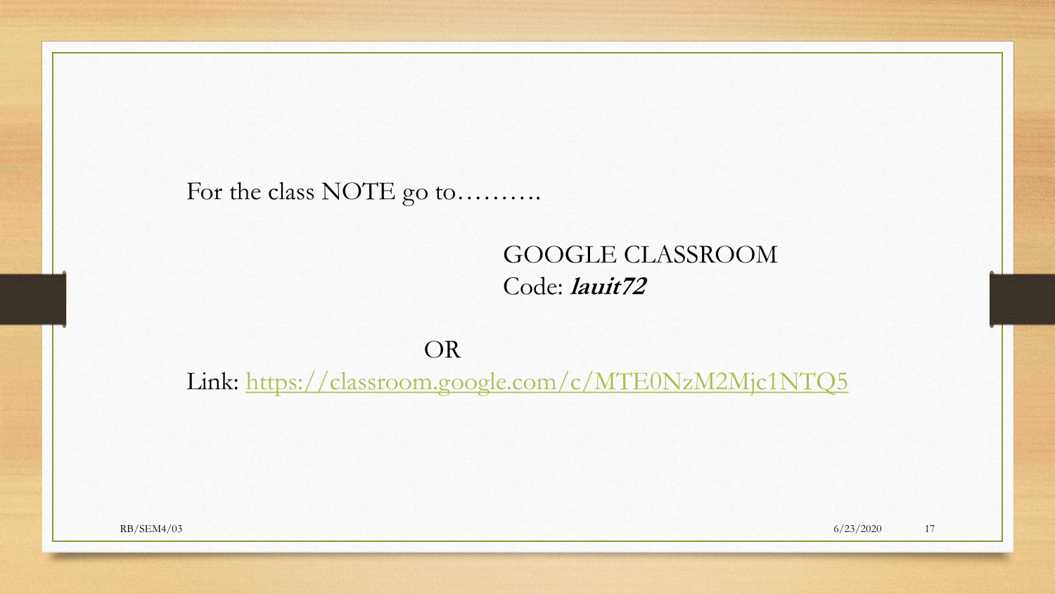For the class NOTE go to……….

GOOGLE CLASSROOM
Code: ***lauit72***

OR

Link: https://classroom.google.com/c/MTE0NzM2Mjc1NTQ5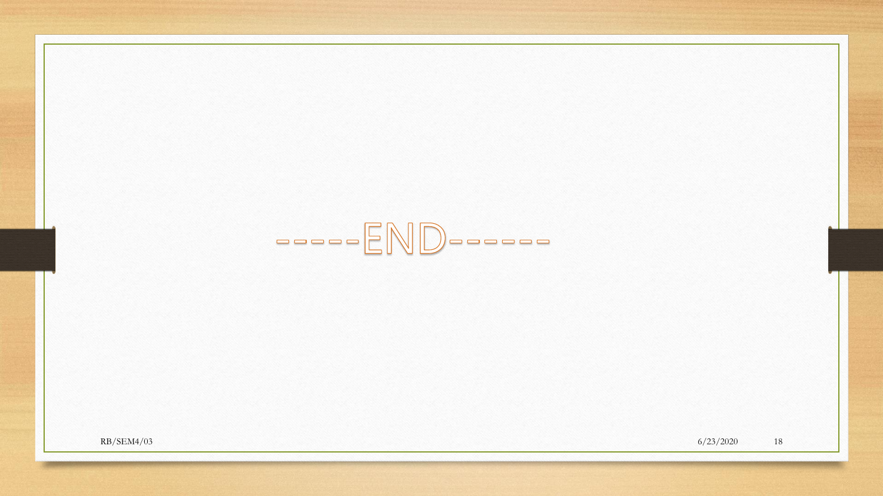-----END------